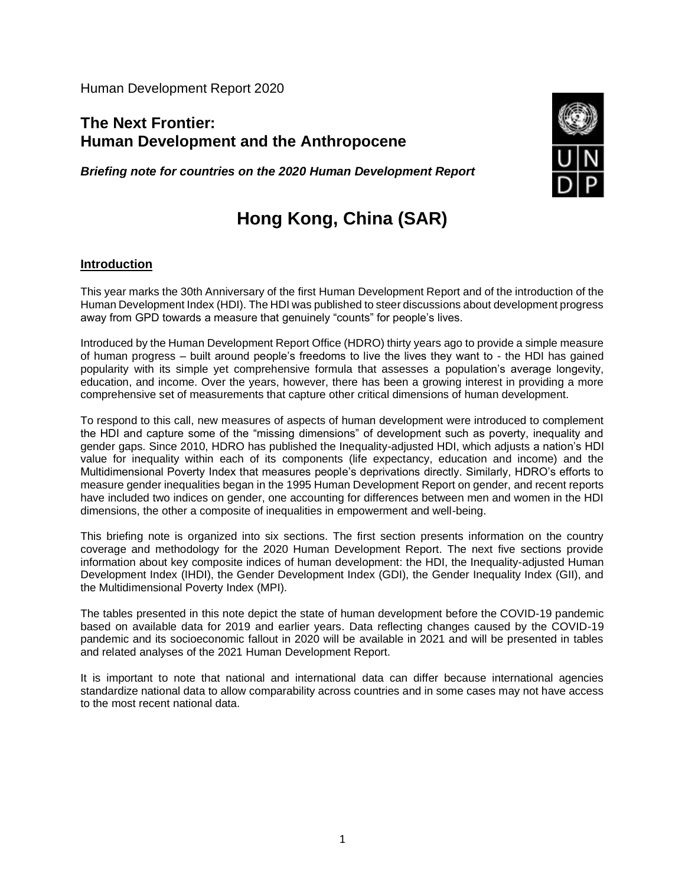Human Development Report 2020

## The Next Frontier: Human Development and the Anthropocene

***Briefing note for countries on the 2020 Human Development Report***

# Hong Kong, China (SAR)

## Introduction

This year marks the 30th Anniversary of the first Human Development Report and of the introduction of the Human Development Index (HDI). The HDI was published to steer discussions about development progress away from GPD towards a measure that genuinely "counts" for people's lives.

Introduced by the Human Development Report Office (HDRO) thirty years ago to provide a simple measure of human progress – built around people's freedoms to live the lives they want to - the HDI has gained popularity with its simple yet comprehensive formula that assesses a population's average longevity, education, and income. Over the years, however, there has been a growing interest in providing a more comprehensive set of measurements that capture other critical dimensions of human development.

To respond to this call, new measures of aspects of human development were introduced to complement the HDI and capture some of the "missing dimensions" of development such as poverty, inequality and gender gaps. Since 2010, HDRO has published the Inequality-adjusted HDI, which adjusts a nation's HDI value for inequality within each of its components (life expectancy, education and income) and the Multidimensional Poverty Index that measures people's deprivations directly. Similarly, HDRO's efforts to measure gender inequalities began in the 1995 Human Development Report on gender, and recent reports have included two indices on gender, one accounting for differences between men and women in the HDI dimensions, the other a composite of inequalities in empowerment and well-being.

This briefing note is organized into six sections. The first section presents information on the country coverage and methodology for the 2020 Human Development Report. The next five sections provide information about key composite indices of human development: the HDI, the Inequality-adjusted Human Development Index (IHDI), the Gender Development Index (GDI), the Gender Inequality Index (GII), and the Multidimensional Poverty Index (MPI).

The tables presented in this note depict the state of human development before the COVID-19 pandemic based on available data for 2019 and earlier years. Data reflecting changes caused by the COVID-19 pandemic and its socioeconomic fallout in 2020 will be available in 2021 and will be presented in tables and related analyses of the 2021 Human Development Report.

It is important to note that national and international data can differ because international agencies standardize national data to allow comparability across countries and in some cases may not have access to the most recent national data.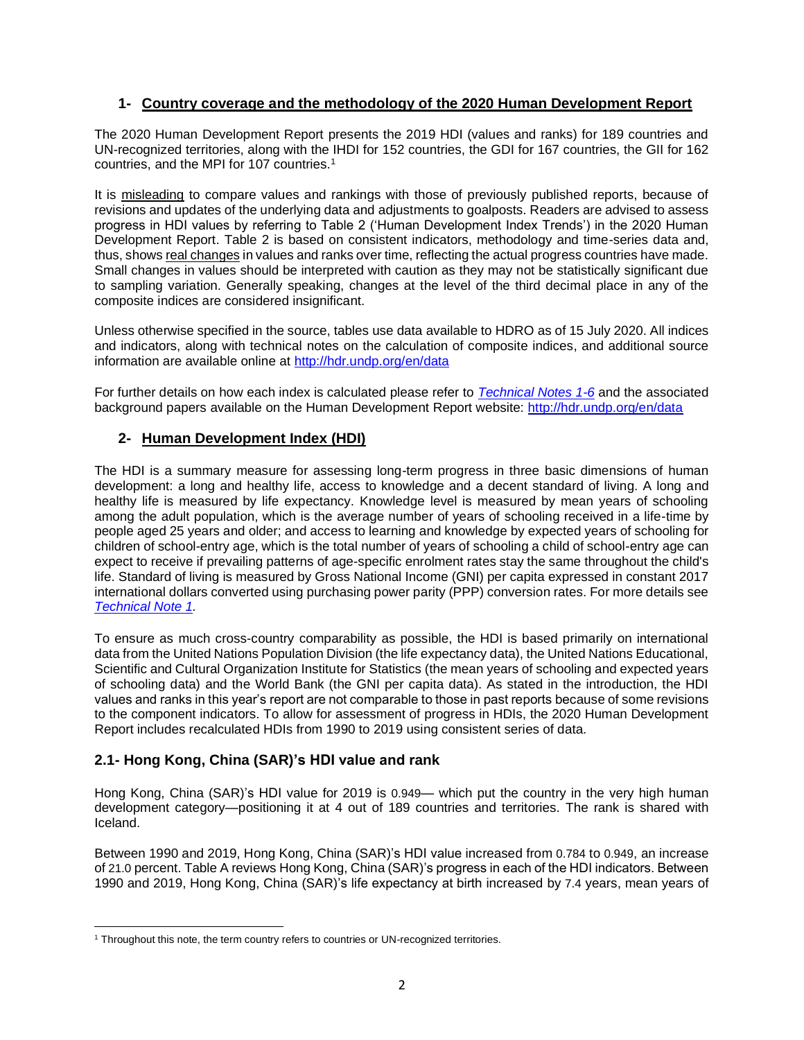## 1- Country coverage and the methodology of the 2020 Human Development Report

The 2020 Human Development Report presents the 2019 HDI (values and ranks) for 189 countries and UN-recognized territories, along with the IHDI for 152 countries, the GDI for 167 countries, the GII for 162 countries, and the MPI for 107 countries.[1]

It is misleading to compare values and rankings with those of previously published reports, because of revisions and updates of the underlying data and adjustments to goalposts. Readers are advised to assess progress in HDI values by referring to Table 2 ('Human Development Index Trends') in the 2020 Human Development Report. Table 2 is based on consistent indicators, methodology and time-series data and, thus, shows real changes in values and ranks over time, reflecting the actual progress countries have made. Small changes in values should be interpreted with caution as they may not be statistically significant due to sampling variation. Generally speaking, changes at the level of the third decimal place in any of the composite indices are considered insignificant.

Unless otherwise specified in the source, tables use data available to HDRO as of 15 July 2020. All indices and indicators, along with technical notes on the calculation of composite indices, and additional source information are available online at http://hdr.undp.org/en/data

For further details on how each index is calculated please refer to *Technical Notes 1-6* and the associated background papers available on the Human Development Report website: http://hdr.undp.org/en/data

## 2- Human Development Index (HDI)

The HDI is a summary measure for assessing long-term progress in three basic dimensions of human development: a long and healthy life, access to knowledge and a decent standard of living. A long and healthy life is measured by life expectancy. Knowledge level is measured by mean years of schooling among the adult population, which is the average number of years of schooling received in a life-time by people aged 25 years and older; and access to learning and knowledge by expected years of schooling for children of school-entry age, which is the total number of years of schooling a child of school-entry age can expect to receive if prevailing patterns of age-specific enrolment rates stay the same throughout the child's life. Standard of living is measured by Gross National Income (GNI) per capita expressed in constant 2017 international dollars converted using purchasing power parity (PPP) conversion rates. For more details see *Technical Note 1*.

To ensure as much cross-country comparability as possible, the HDI is based primarily on international data from the United Nations Population Division (the life expectancy data), the United Nations Educational, Scientific and Cultural Organization Institute for Statistics (the mean years of schooling and expected years of schooling data) and the World Bank (the GNI per capita data). As stated in the introduction, the HDI values and ranks in this year's report are not comparable to those in past reports because of some revisions to the component indicators. To allow for assessment of progress in HDIs, the 2020 Human Development Report includes recalculated HDIs from 1990 to 2019 using consistent series of data.

### 2.1- Hong Kong, China (SAR)'s HDI value and rank

Hong Kong, China (SAR)'s HDI value for 2019 is 0.949— which put the country in the very high human development category—positioning it at 4 out of 189 countries and territories. The rank is shared with Iceland.

Between 1990 and 2019, Hong Kong, China (SAR)'s HDI value increased from 0.784 to 0.949, an increase of 21.0 percent. Table A reviews Hong Kong, China (SAR)'s progress in each of the HDI indicators. Between 1990 and 2019, Hong Kong, China (SAR)'s life expectancy at birth increased by 7.4 years, mean years of

---

[1] Throughout this note, the term country refers to countries or UN-recognized territories.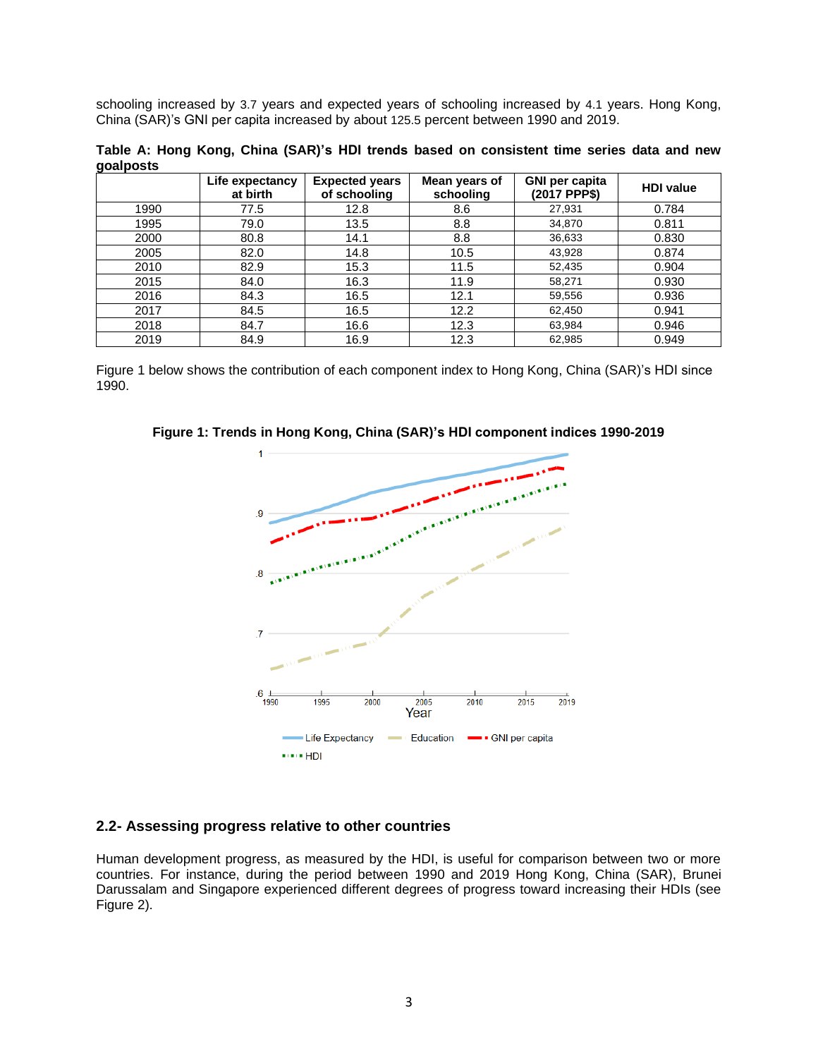schooling increased by 3.7 years and expected years of schooling increased by 4.1 years. Hong Kong, China (SAR)'s GNI per capita increased by about 125.5 percent between 1990 and 2019.

**Table A: Hong Kong, China (SAR)'s HDI trends based on consistent time series data and new goalposts**

| | Life expectancy at birth | Expected years of schooling | Mean years of schooling | GNI per capita (2017 PPP$) | HDI value |
|---|---|---|---|---|---|
| 1990 | 77.5 | 12.8 | 8.6 | 27,931 | 0.784 |
| 1995 | 79.0 | 13.5 | 8.8 | 34,870 | 0.811 |
| 2000 | 80.8 | 14.1 | 8.8 | 36,633 | 0.830 |
| 2005 | 82.0 | 14.8 | 10.5 | 43,928 | 0.874 |
| 2010 | 82.9 | 15.3 | 11.5 | 52,435 | 0.904 |
| 2015 | 84.0 | 16.3 | 11.9 | 58,271 | 0.930 |
| 2016 | 84.3 | 16.5 | 12.1 | 59,556 | 0.936 |
| 2017 | 84.5 | 16.5 | 12.2 | 62,450 | 0.941 |
| 2018 | 84.7 | 16.6 | 12.3 | 63,984 | 0.946 |
| 2019 | 84.9 | 16.9 | 12.3 | 62,985 | 0.949 |

Figure 1 below shows the contribution of each component index to Hong Kong, China (SAR)'s HDI since 1990.

**Figure 1: Trends in Hong Kong, China (SAR)'s HDI component indices 1990-2019**

## 2.2- Assessing progress relative to other countries

Human development progress, as measured by the HDI, is useful for comparison between two or more countries. For instance, during the period between 1990 and 2019 Hong Kong, China (SAR), Brunei Darussalam and Singapore experienced different degrees of progress toward increasing their HDIs (see Figure 2).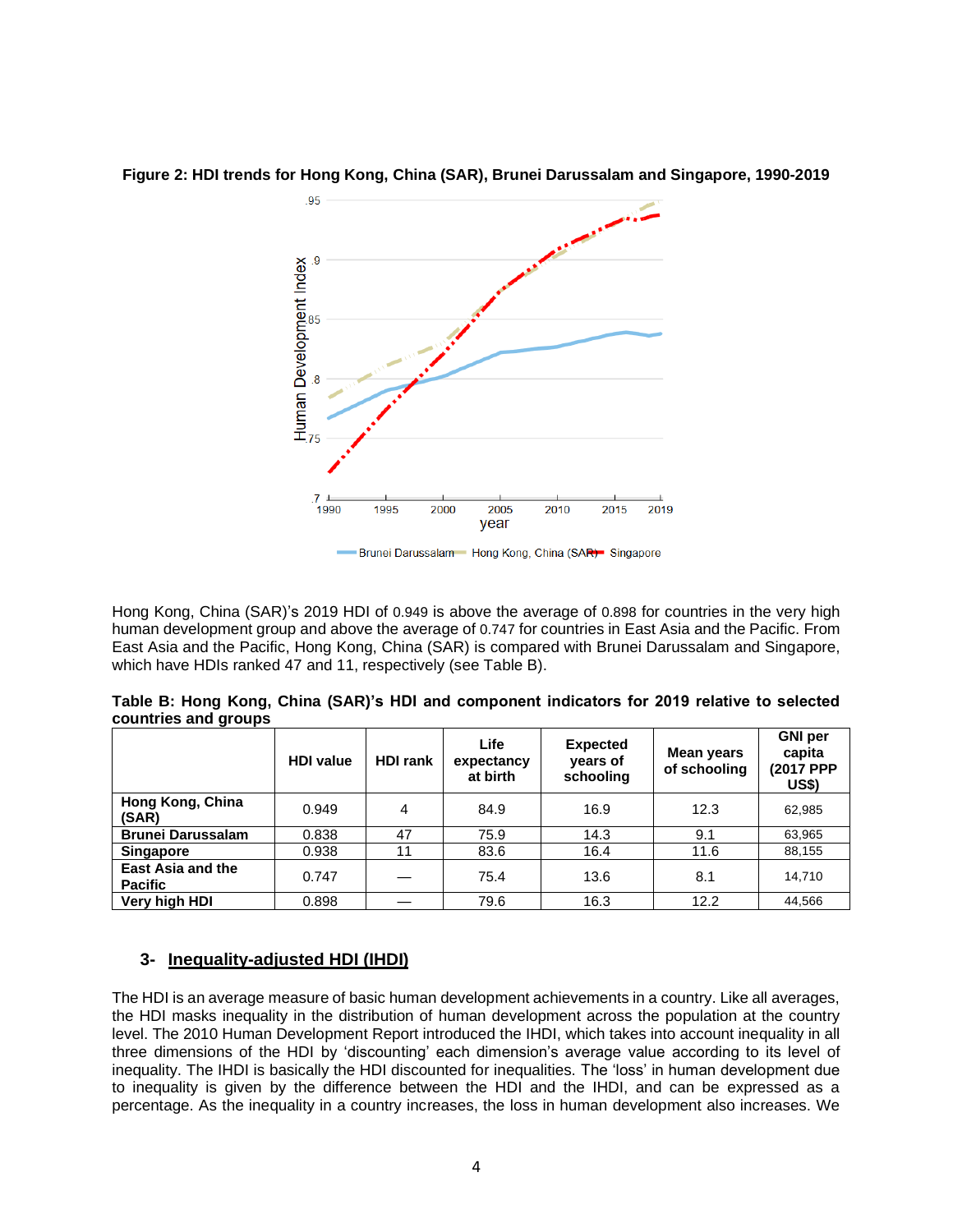**Figure 2: HDI trends for Hong Kong, China (SAR), Brunei Darussalam and Singapore, 1990-2019**

Hong Kong, China (SAR)'s 2019 HDI of 0.949 is above the average of 0.898 for countries in the very high human development group and above the average of 0.747 for countries in East Asia and the Pacific. From East Asia and the Pacific, Hong Kong, China (SAR) is compared with Brunei Darussalam and Singapore, which have HDIs ranked 47 and 11, respectively (see Table B).

**Table B: Hong Kong, China (SAR)'s HDI and component indicators for 2019 relative to selected countries and groups**

| | HDI value | HDI rank | Life expectancy at birth | Expected years of schooling | Mean years of schooling | GNI per capita (2017 PPP US$) |
|---|---|---|---|---|---|---|
| **Hong Kong, China (SAR)** | 0.949 | 4 | 84.9 | 16.9 | 12.3 | 62,985 |
| **Brunei Darussalam** | 0.838 | 47 | 75.9 | 14.3 | 9.1 | 63,965 |
| **Singapore** | 0.938 | 11 | 83.6 | 16.4 | 11.6 | 88,155 |
| **East Asia and the Pacific** | 0.747 | — | 75.4 | 13.6 | 8.1 | 14,710 |
| **Very high HDI** | 0.898 | — | 79.6 | 16.3 | 12.2 | 44,566 |

## 3- Inequality-adjusted HDI (IHDI)

The HDI is an average measure of basic human development achievements in a country. Like all averages, the HDI masks inequality in the distribution of human development across the population at the country level. The 2010 Human Development Report introduced the IHDI, which takes into account inequality in all three dimensions of the HDI by 'discounting' each dimension's average value according to its level of inequality. The IHDI is basically the HDI discounted for inequalities. The 'loss' in human development due to inequality is given by the difference between the HDI and the IHDI, and can be expressed as a percentage. As the inequality in a country increases, the loss in human development also increases. We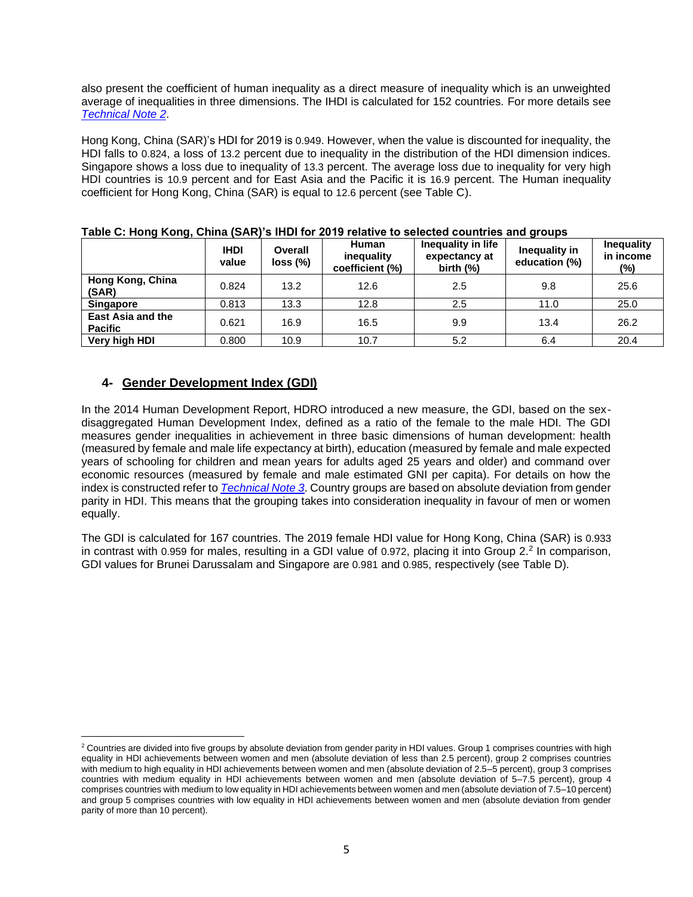also present the coefficient of human inequality as a direct measure of inequality which is an unweighted average of inequalities in three dimensions. The IHDI is calculated for 152 countries. For more details see *Technical Note 2*.

Hong Kong, China (SAR)'s HDI for 2019 is 0.949. However, when the value is discounted for inequality, the HDI falls to 0.824, a loss of 13.2 percent due to inequality in the distribution of the HDI dimension indices. Singapore shows a loss due to inequality of 13.3 percent. The average loss due to inequality for very high HDI countries is 10.9 percent and for East Asia and the Pacific it is 16.9 percent. The Human inequality coefficient for Hong Kong, China (SAR) is equal to 12.6 percent (see Table C).

**Table C: Hong Kong, China (SAR)'s IHDI for 2019 relative to selected countries and groups**

| | IHDI value | Overall loss (%) | Human inequality coefficient (%) | Inequality in life expectancy at birth (%) | Inequality in education (%) | Inequality in income (%) |
|---|---|---|---|---|---|---|
| **Hong Kong, China (SAR)** | 0.824 | 13.2 | 12.6 | 2.5 | 9.8 | 25.6 |
| **Singapore** | 0.813 | 13.3 | 12.8 | 2.5 | 11.0 | 25.0 |
| **East Asia and the Pacific** | 0.621 | 16.9 | 16.5 | 9.9 | 13.4 | 26.2 |
| **Very high HDI** | 0.800 | 10.9 | 10.7 | 5.2 | 6.4 | 20.4 |

## 4- Gender Development Index (GDI)

In the 2014 Human Development Report, HDRO introduced a new measure, the GDI, based on the sex-disaggregated Human Development Index, defined as a ratio of the female to the male HDI. The GDI measures gender inequalities in achievement in three basic dimensions of human development: health (measured by female and male life expectancy at birth), education (measured by female and male expected years of schooling for children and mean years for adults aged 25 years and older) and command over economic resources (measured by female and male estimated GNI per capita). For details on how the index is constructed refer to *Technical Note 3*. Country groups are based on absolute deviation from gender parity in HDI. This means that the grouping takes into consideration inequality in favour of men or women equally.

The GDI is calculated for 167 countries. The 2019 female HDI value for Hong Kong, China (SAR) is 0.933 in contrast with 0.959 for males, resulting in a GDI value of 0.972, placing it into Group 2.[2] In comparison, GDI values for Brunei Darussalam and Singapore are 0.981 and 0.985, respectively (see Table D).

[2] Countries are divided into five groups by absolute deviation from gender parity in HDI values. Group 1 comprises countries with high equality in HDI achievements between women and men (absolute deviation of less than 2.5 percent), group 2 comprises countries with medium to high equality in HDI achievements between women and men (absolute deviation of 2.5–5 percent), group 3 comprises countries with medium equality in HDI achievements between women and men (absolute deviation of 5–7.5 percent), group 4 comprises countries with medium to low equality in HDI achievements between women and men (absolute deviation of 7.5–10 percent) and group 5 comprises countries with low equality in HDI achievements between women and men (absolute deviation from gender parity of more than 10 percent).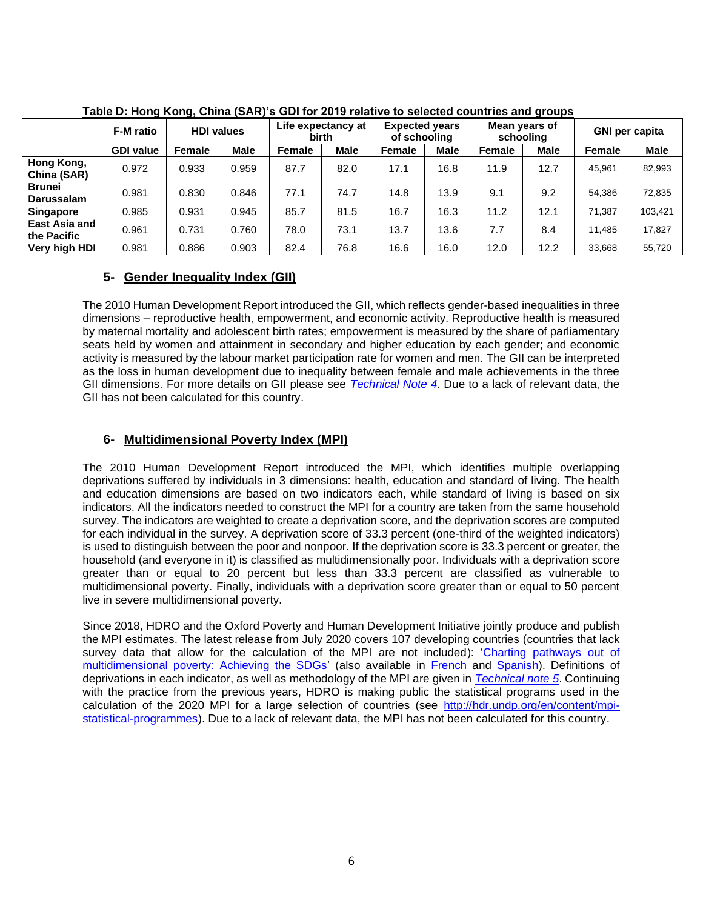**Table D: Hong Kong, China (SAR)'s GDI for 2019 relative to selected countries and groups**

| | F-M ratio | HDI values | | Life expectancy at birth | | Expected years of schooling | | Mean years of schooling | | GNI per capita | |
|---|---|---|---|---|---|---|---|---|---|---|---|
| | GDI value | Female | Male | Female | Male | Female | Male | Female | Male | Female | Male |
| Hong Kong, China (SAR) | 0.972 | 0.933 | 0.959 | 87.7 | 82.0 | 17.1 | 16.8 | 11.9 | 12.7 | 45,961 | 82,993 |
| Brunei Darussalam | 0.981 | 0.830 | 0.846 | 77.1 | 74.7 | 14.8 | 13.9 | 9.1 | 9.2 | 54,386 | 72,835 |
| Singapore | 0.985 | 0.931 | 0.945 | 85.7 | 81.5 | 16.7 | 16.3 | 11.2 | 12.1 | 71,387 | 103,421 |
| East Asia and the Pacific | 0.961 | 0.731 | 0.760 | 78.0 | 73.1 | 13.7 | 13.6 | 7.7 | 8.4 | 11,485 | 17,827 |
| Very high HDI | 0.981 | 0.886 | 0.903 | 82.4 | 76.8 | 16.6 | 16.0 | 12.0 | 12.2 | 33,668 | 55,720 |

## 5- Gender Inequality Index (GII)

The 2010 Human Development Report introduced the GII, which reflects gender-based inequalities in three dimensions – reproductive health, empowerment, and economic activity. Reproductive health is measured by maternal mortality and adolescent birth rates; empowerment is measured by the share of parliamentary seats held by women and attainment in secondary and higher education by each gender; and economic activity is measured by the labour market participation rate for women and men. The GII can be interpreted as the loss in human development due to inequality between female and male achievements in the three GII dimensions. For more details on GII please see *Technical Note 4*. Due to a lack of relevant data, the GII has not been calculated for this country.

## 6- Multidimensional Poverty Index (MPI)

The 2010 Human Development Report introduced the MPI, which identifies multiple overlapping deprivations suffered by individuals in 3 dimensions: health, education and standard of living. The health and education dimensions are based on two indicators each, while standard of living is based on six indicators. All the indicators needed to construct the MPI for a country are taken from the same household survey. The indicators are weighted to create a deprivation score, and the deprivation scores are computed for each individual in the survey. A deprivation score of 33.3 percent (one-third of the weighted indicators) is used to distinguish between the poor and nonpoor. If the deprivation score is 33.3 percent or greater, the household (and everyone in it) is classified as multidimensionally poor. Individuals with a deprivation score greater than or equal to 20 percent but less than 33.3 percent are classified as vulnerable to multidimensional poverty. Finally, individuals with a deprivation score greater than or equal to 50 percent live in severe multidimensional poverty.

Since 2018, HDRO and the Oxford Poverty and Human Development Initiative jointly produce and publish the MPI estimates. The latest release from July 2020 covers 107 developing countries (countries that lack survey data that allow for the calculation of the MPI are not included): 'Charting pathways out of multidimensional poverty: Achieving the SDGs' (also available in French and Spanish). Definitions of deprivations in each indicator, as well as methodology of the MPI are given in *Technical note 5*. Continuing with the practice from the previous years, HDRO is making public the statistical programs used in the calculation of the 2020 MPI for a large selection of countries (see http://hdr.undp.org/en/content/mpi-statistical-programmes). Due to a lack of relevant data, the MPI has not been calculated for this country.